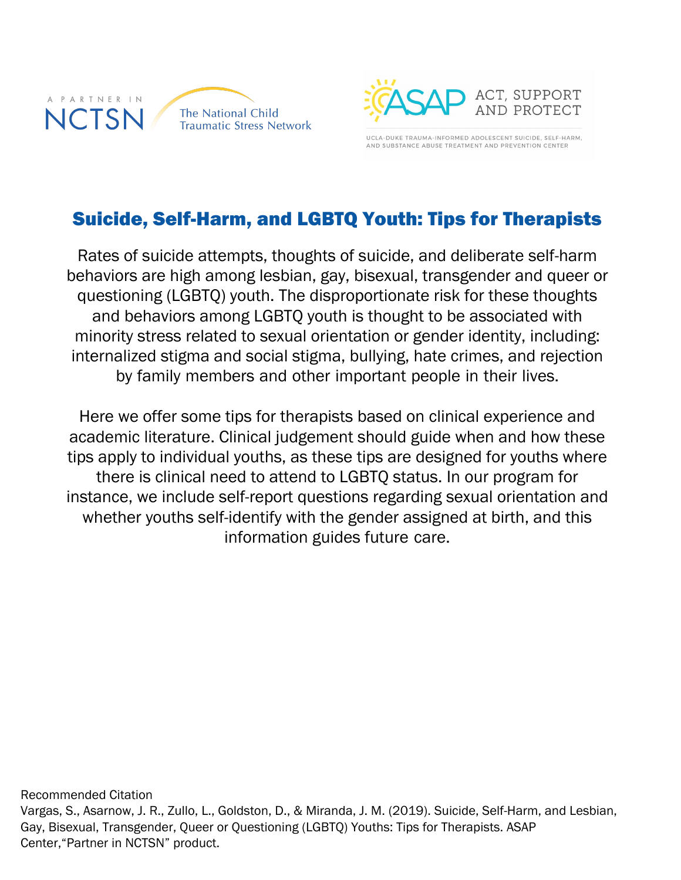A PARTNER IN NCTSN The National Child Traumatic Stress Network

ASAP ACT, SUPPORT AND PROTECT

UCLA-DUKE TRAUMA-INFORMED ADOLESCENT SUICIDE, SELF-HARM, AND SUBSTANCE ABUSE TREATMENT AND PREVENTION CENTER

# Suicide, Self-Harm, and LGBTQ Youth: Tips for Therapists

Rates of suicide attempts, thoughts of suicide, and deliberate self-harm behaviors are high among lesbian, gay, bisexual, transgender and queer or questioning (LGBTQ) youth. The disproportionate risk for these thoughts and behaviors among LGBTQ youth is thought to be associated with minority stress related to sexual orientation or gender identity, including: internalized stigma and social stigma, bullying, hate crimes, and rejection by family members and other important people in their lives.

Here we offer some tips for therapists based on clinical experience and academic literature. Clinical judgement should guide when and how these tips apply to individual youths, as these tips are designed for youths where there is clinical need to attend to LGBTQ status. In our program for instance, we include self-report questions regarding sexual orientation and whether youths self-identify with the gender assigned at birth, and this information guides future care.

Recommended Citation
Vargas, S., Asarnow, J. R., Zullo, L., Goldston, D., & Miranda, J. M. (2019). Suicide, Self-Harm, and Lesbian, Gay, Bisexual, Transgender, Queer or Questioning (LGBTQ) Youths: Tips for Therapists. ASAP Center,"Partner in NCTSN" product.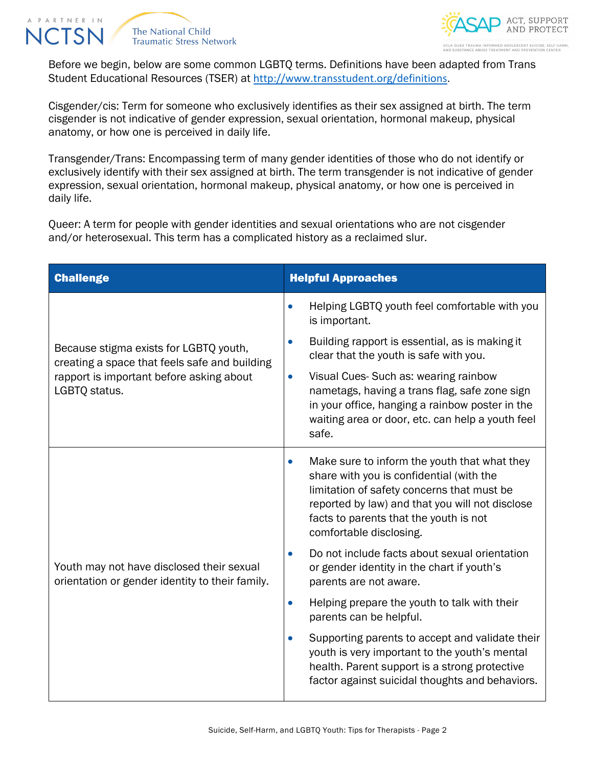Before we begin, below are some common LGBTQ terms. Definitions have been adapted from Trans Student Educational Resources (TSER) at [http://www.transstudent.org/definitions](http://www.transstudent.org/definitions).

Cisgender/cis: Term for someone who exclusively identifies as their sex assigned at birth. The term cisgender is not indicative of gender expression, sexual orientation, hormonal makeup, physical anatomy, or how one is perceived in daily life.

Transgender/Trans: Encompassing term of many gender identities of those who do not identify or exclusively identify with their sex assigned at birth. The term transgender is not indicative of gender expression, sexual orientation, hormonal makeup, physical anatomy, or how one is perceived in daily life.

Queer: A term for people with gender identities and sexual orientations who are not cisgender and/or heterosexual. This term has a complicated history as a reclaimed slur.

| **Challenge** | **Helpful Approaches** |
| --- | --- |
| Because stigma exists for LGBTQ youth, creating a space that feels safe and building rapport is important before asking about LGBTQ status. | • Helping LGBTQ youth feel comfortable with you is important.<br>• Building rapport is essential, as is making it clear that the youth is safe with you.<br>• Visual Cues- Such as: wearing rainbow nametags, having a trans flag, safe zone sign in your office, hanging a rainbow poster in the waiting area or door, etc. can help a youth feel safe. |
| Youth may not have disclosed their sexual orientation or gender identity to their family. | • Make sure to inform the youth that what they share with you is confidential (with the limitation of safety concerns that must be reported by law) and that you will not disclose facts to parents that the youth is not comfortable disclosing.<br>• Do not include facts about sexual orientation or gender identity in the chart if youth's parents are not aware.<br>• Helping prepare the youth to talk with their parents can be helpful.<br>• Supporting parents to accept and validate their youth is very important to the youth's mental health. Parent support is a strong protective factor against suicidal thoughts and behaviors. |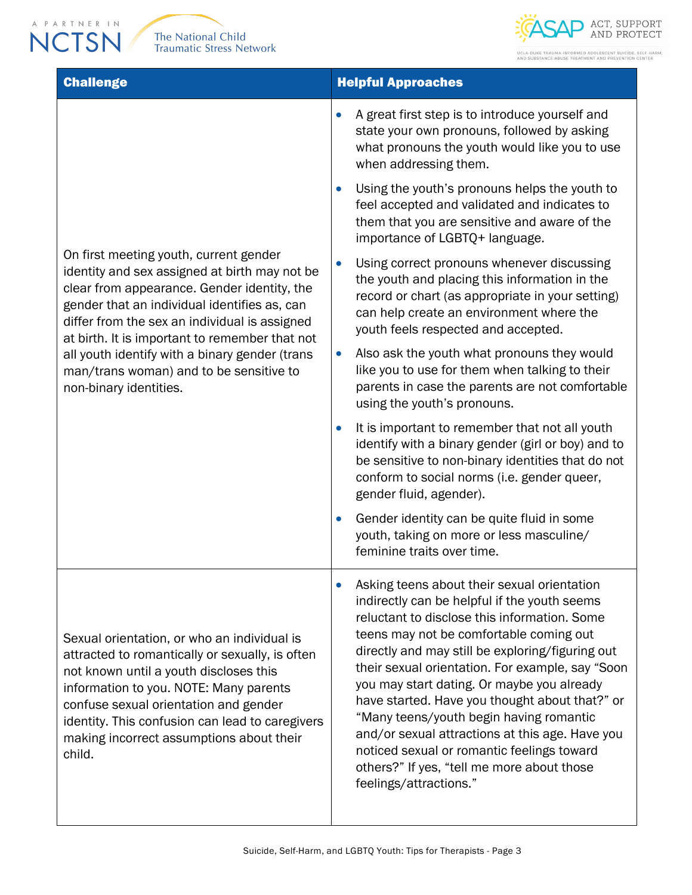| Challenge | Helpful Approaches |
|---|---|
| On first meeting youth, current gender identity and sex assigned at birth may not be clear from appearance. Gender identity, the gender that an individual identifies as, can differ from the sex an individual is assigned at birth. It is important to remember that not all youth identify with a binary gender (trans man/trans woman) and to be sensitive to non-binary identities. | • A great first step is to introduce yourself and state your own pronouns, followed by asking what pronouns the youth would like you to use when addressing them.<br>• Using the youth's pronouns helps the youth to feel accepted and validated and indicates to them that you are sensitive and aware of the importance of LGBTQ+ language.<br>• Using correct pronouns whenever discussing the youth and placing this information in the record or chart (as appropriate in your setting) can help create an environment where the youth feels respected and accepted.<br>• Also ask the youth what pronouns they would like you to use for them when talking to their parents in case the parents are not comfortable using the youth's pronouns.<br>• It is important to remember that not all youth identify with a binary gender (girl or boy) and to be sensitive to non-binary identities that do not conform to social norms (i.e. gender queer, gender fluid, agender).<br>• Gender identity can be quite fluid in some youth, taking on more or less masculine/ feminine traits over time. |
| Sexual orientation, or who an individual is attracted to romantically or sexually, is often not known until a youth discloses this information to you. NOTE: Many parents confuse sexual orientation and gender identity. This confusion can lead to caregivers making incorrect assumptions about their child. | • Asking teens about their sexual orientation indirectly can be helpful if the youth seems reluctant to disclose this information. Some teens may not be comfortable coming out directly and may still be exploring/figuring out their sexual orientation. For example, say "Soon you may start dating. Or maybe you already have started. Have you thought about that?" or "Many teens/youth begin having romantic and/or sexual attractions at this age. Have you noticed sexual or romantic feelings toward others?" If yes, "tell me more about those feelings/attractions." |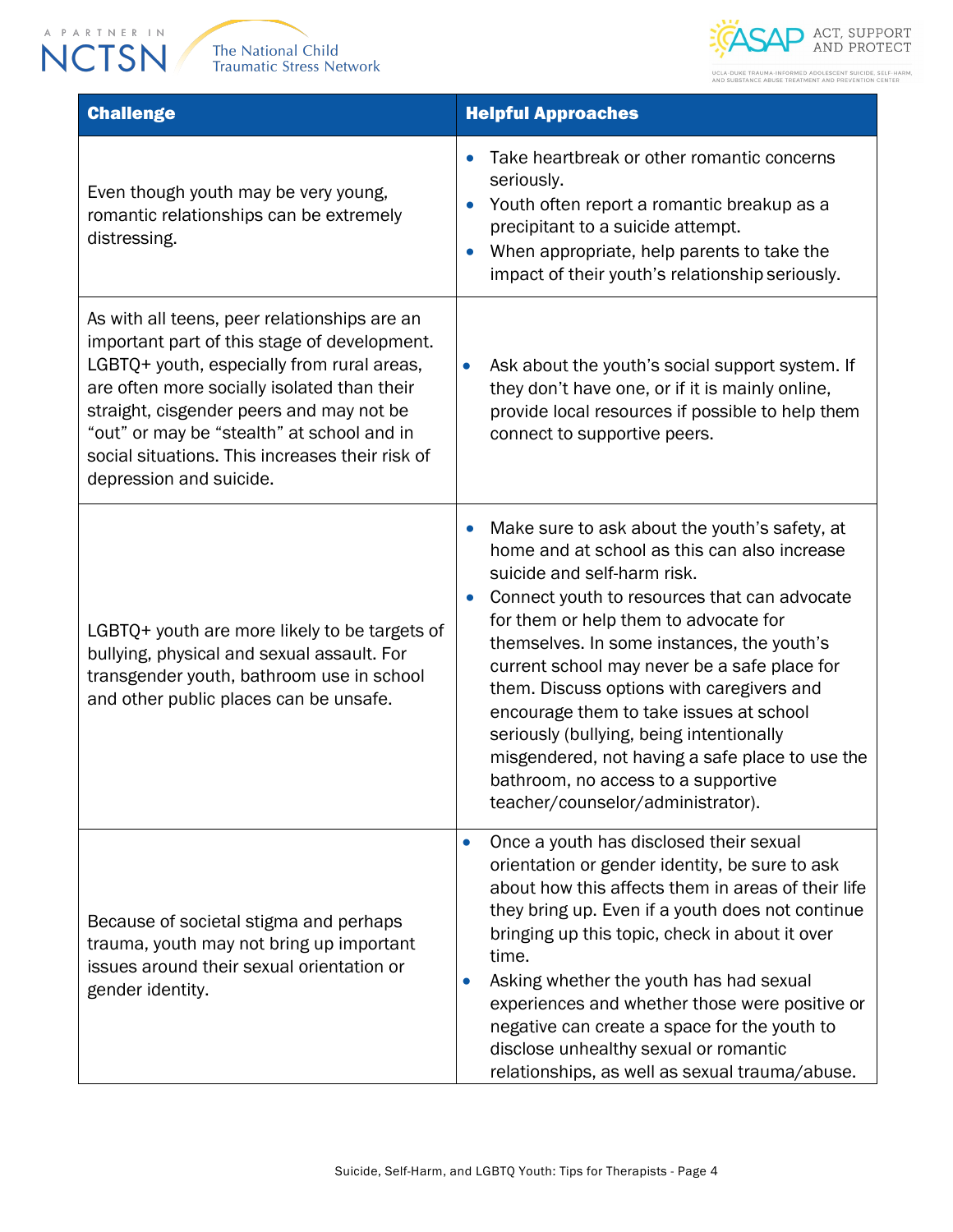| Challenge | Helpful Approaches |
|---|---|
| Even though youth may be very young, romantic relationships can be extremely distressing. | • Take heartbreak or other romantic concerns seriously.<br>• Youth often report a romantic breakup as a precipitant to a suicide attempt.<br>• When appropriate, help parents to take the impact of their youth's relationship seriously. |
| As with all teens, peer relationships are an important part of this stage of development. LGBTQ+ youth, especially from rural areas, are often more socially isolated than their straight, cisgender peers and may not be "out" or may be "stealth" at school and in social situations. This increases their risk of depression and suicide. | • Ask about the youth's social support system. If they don't have one, or if it is mainly online, provide local resources if possible to help them connect to supportive peers. |
| LGBTQ+ youth are more likely to be targets of bullying, physical and sexual assault. For transgender youth, bathroom use in school and other public places can be unsafe. | • Make sure to ask about the youth's safety, at home and at school as this can also increase suicide and self-harm risk.<br>• Connect youth to resources that can advocate for them or help them to advocate for themselves. In some instances, the youth's current school may never be a safe place for them. Discuss options with caregivers and encourage them to take issues at school seriously (bullying, being intentionally misgendered, not having a safe place to use the bathroom, no access to a supportive teacher/counselor/administrator). |
| Because of societal stigma and perhaps trauma, youth may not bring up important issues around their sexual orientation or gender identity. | • Once a youth has disclosed their sexual orientation or gender identity, be sure to ask about how this affects them in areas of their life they bring up. Even if a youth does not continue bringing up this topic, check in about it over time.<br>• Asking whether the youth has had sexual experiences and whether those were positive or negative can create a space for the youth to disclose unhealthy sexual or romantic relationships, as well as sexual trauma/abuse. |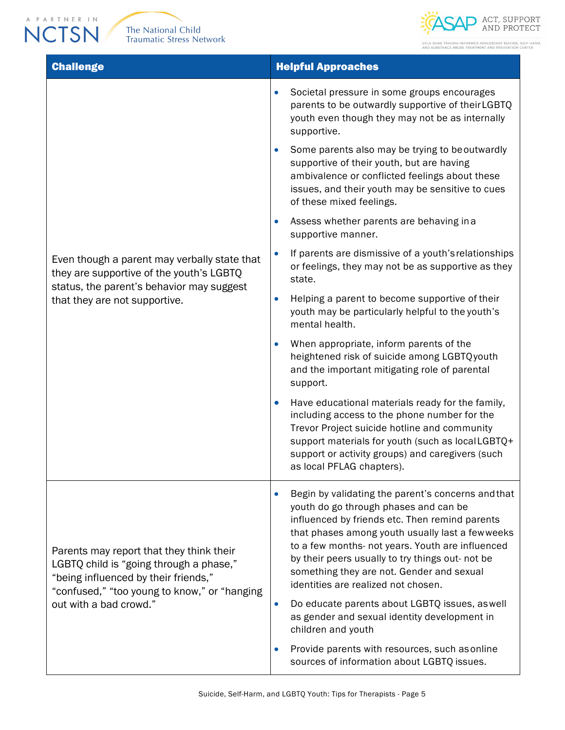| Challenge | Helpful Approaches |
|---|---|
| Even though a parent may verbally state that they are supportive of the youth's LGBTQ status, the parent's behavior may suggest that they are not supportive. | • Societal pressure in some groups encourages parents to be outwardly supportive of their LGBTQ youth even though they may not be as internally supportive.<br>• Some parents also may be trying to be outwardly supportive of their youth, but are having ambivalence or conflicted feelings about these issues, and their youth may be sensitive to cues of these mixed feelings.<br>• Assess whether parents are behaving in a supportive manner.<br>• If parents are dismissive of a youth's relationships or feelings, they may not be as supportive as they state.<br>• Helping a parent to become supportive of their youth may be particularly helpful to the youth's mental health.<br>• When appropriate, inform parents of the heightened risk of suicide among LGBTQ youth and the important mitigating role of parental support.<br>• Have educational materials ready for the family, including access to the phone number for the Trevor Project suicide hotline and community support materials for youth (such as local LGBTQ+ support or activity groups) and caregivers (such as local PFLAG chapters). |
| Parents may report that they think their LGBTQ child is "going through a phase," "being influenced by their friends," "confused," "too young to know," or "hanging out with a bad crowd." | • Begin by validating the parent's concerns and that youth do go through phases and can be influenced by friends etc. Then remind parents that phases among youth usually last a few weeks to a few months- not years. Youth are influenced by their peers usually to try things out- not be something they are not. Gender and sexual identities are realized not chosen.<br>• Do educate parents about LGBTQ issues, as well as gender and sexual identity development in children and youth<br>• Provide parents with resources, such as online sources of information about LGBTQ issues. |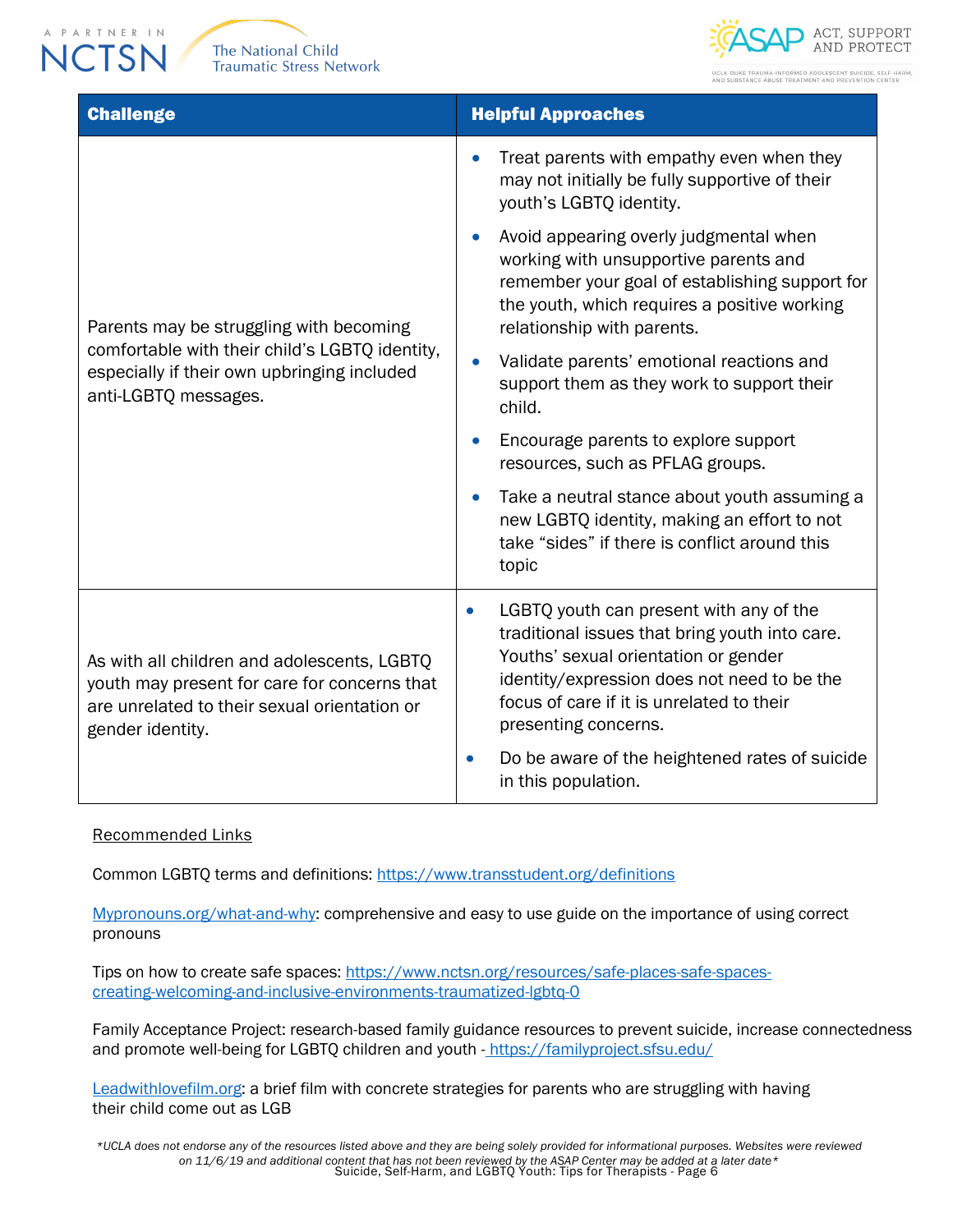| Challenge | Helpful Approaches |
|---|---|
| Parents may be struggling with becoming comfortable with their child's LGBTQ identity, especially if their own upbringing included anti-LGBTQ messages. | • Treat parents with empathy even when they may not initially be fully supportive of their youth's LGBTQ identity.<br>• Avoid appearing overly judgmental when working with unsupportive parents and remember your goal of establishing support for the youth, which requires a positive working relationship with parents.<br>• Validate parents' emotional reactions and support them as they work to support their child.<br>• Encourage parents to explore support resources, such as PFLAG groups.<br>• Take a neutral stance about youth assuming a new LGBTQ identity, making an effort to not take "sides" if there is conflict around this topic |
| As with all children and adolescents, LGBTQ youth may present for care for concerns that are unrelated to their sexual orientation or gender identity. | • LGBTQ youth can present with any of the traditional issues that bring youth into care. Youths' sexual orientation or gender identity/expression does not need to be the focus of care if it is unrelated to their presenting concerns.<br>• Do be aware of the heightened rates of suicide in this population. |

Recommended Links

Common LGBTQ terms and definitions: https://www.transstudent.org/definitions

Mypronouns.org/what-and-why: comprehensive and easy to use guide on the importance of using correct pronouns

Tips on how to create safe spaces: https://www.nctsn.org/resources/safe-places-safe-spaces-creating-welcoming-and-inclusive-environments-traumatized-lgbtq-0

Family Acceptance Project: research-based family guidance resources to prevent suicide, increase connectedness and promote well-being for LGBTQ children and youth - https://familyproject.sfsu.edu/

Leadwithlovefilm.org: a brief film with concrete strategies for parents who are struggling with having their child come out as LGB

*\*UCLA does not endorse any of the resources listed above and they are being solely provided for informational purposes. Websites were reviewed on 11/6/19 and additional content that has not been reviewed by the ASAP Center may be added at a later date\**